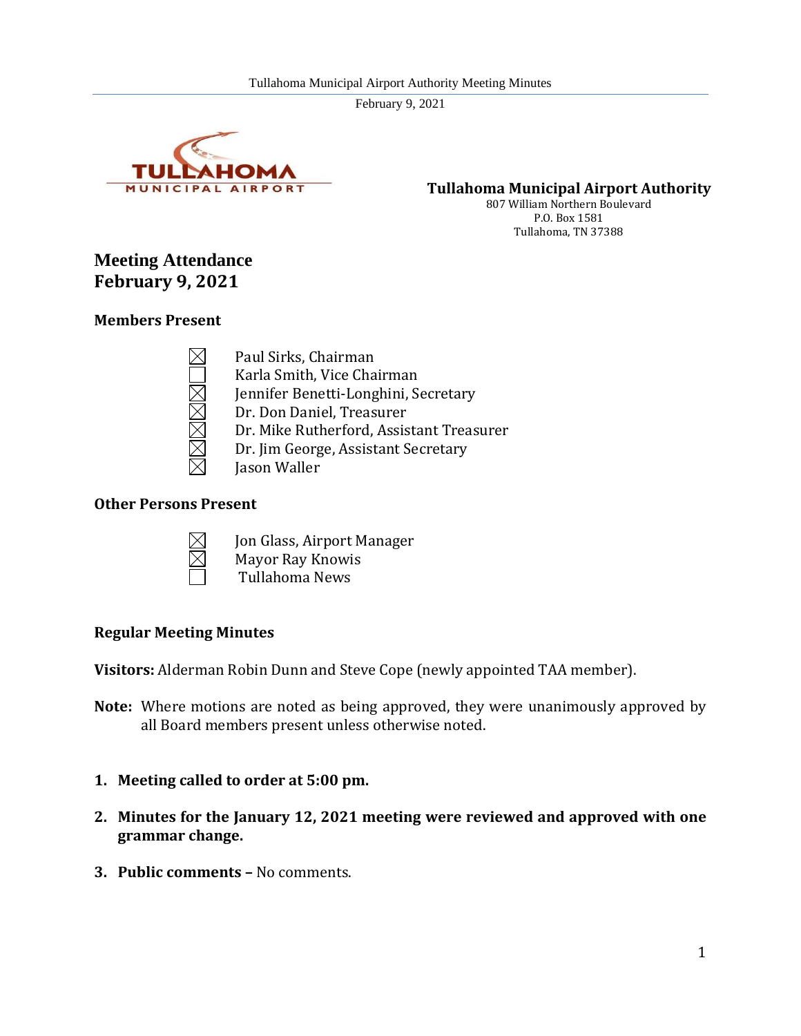**Tullahoma Municipal Airport Authority**
807 William Northern Boulevard
P.O. Box 1581
Tullahoma, TN 37388

# Meeting Attendance
# February 9, 2021

### Members Present

- ☒ Paul Sirks, Chairman
- ☐ Karla Smith, Vice Chairman
- ☒ Jennifer Benetti-Longhini, Secretary
- ☒ Dr. Don Daniel, Treasurer
- ☒ Dr. Mike Rutherford, Assistant Treasurer
- ☒ Dr. Jim George, Assistant Secretary
- ☒ Jason Waller

### Other Persons Present

- ☒ Jon Glass, Airport Manager
- ☒ Mayor Ray Knowis
- ☐ Tullahoma News

### Regular Meeting Minutes

**Visitors:** Alderman Robin Dunn and Steve Cope (newly appointed TAA member).

**Note:** Where motions are noted as being approved, they were unanimously approved by all Board members present unless otherwise noted.

1. **Meeting called to order at 5:00 pm.**
2. **Minutes for the January 12, 2021 meeting were reviewed and approved with one grammar change.**
3. **Public comments –** No comments.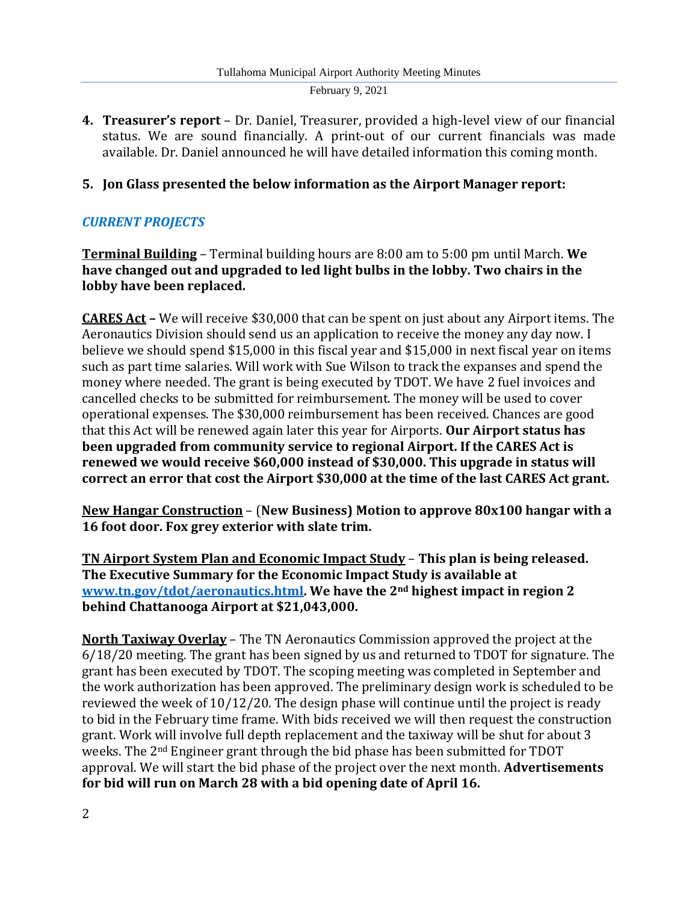**4. Treasurer's report** – Dr. Daniel, Treasurer, provided a high-level view of our financial status. We are sound financially. A print-out of our current financials was made available. Dr. Daniel announced he will have detailed information this coming month.

**5. Jon Glass presented the below information as the Airport Manager report:**

***CURRENT PROJECTS***

**Terminal Building** – Terminal building hours are 8:00 am to 5:00 pm until March. **We have changed out and upgraded to led light bulbs in the lobby. Two chairs in the lobby have been replaced.**

**CARES Act –** We will receive $30,000 that can be spent on just about any Airport items. The Aeronautics Division should send us an application to receive the money any day now. I believe we should spend $15,000 in this fiscal year and $15,000 in next fiscal year on items such as part time salaries. Will work with Sue Wilson to track the expanses and spend the money where needed. The grant is being executed by TDOT. We have 2 fuel invoices and cancelled checks to be submitted for reimbursement. The money will be used to cover operational expenses. The $30,000 reimbursement has been received. Chances are good that this Act will be renewed again later this year for Airports. **Our Airport status has been upgraded from community service to regional Airport. If the CARES Act is renewed we would receive $60,000 instead of $30,000. This upgrade in status will correct an error that cost the Airport $30,000 at the time of the last CARES Act grant.**

**New Hangar Construction** – (**New Business) Motion to approve 80x100 hangar with a 16 foot door. Fox grey exterior with slate trim.**

**TN Airport System Plan and Economic Impact Study** – **This plan is being released. The Executive Summary for the Economic Impact Study is available at www.tn.gov/tdot/aeronautics.html. We have the 2nd highest impact in region 2 behind Chattanooga Airport at $21,043,000.**

**North Taxiway Overlay** – The TN Aeronautics Commission approved the project at the 6/18/20 meeting. The grant has been signed by us and returned to TDOT for signature. The grant has been executed by TDOT. The scoping meeting was completed in September and the work authorization has been approved. The preliminary design work is scheduled to be reviewed the week of 10/12/20. The design phase will continue until the project is ready to bid in the February time frame. With bids received we will then request the construction grant. Work will involve full depth replacement and the taxiway will be shut for about 3 weeks. The 2nd Engineer grant through the bid phase has been submitted for TDOT approval. We will start the bid phase of the project over the next month. **Advertisements for bid will run on March 28 with a bid opening date of April 16.**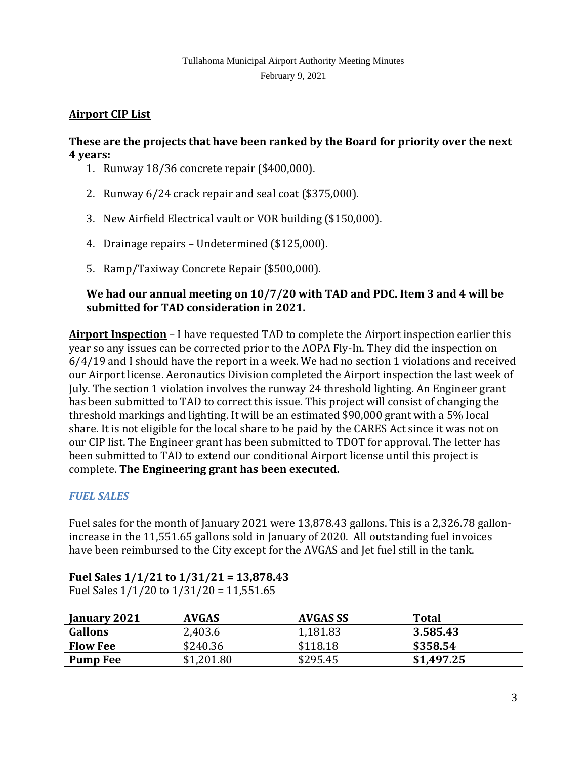**Airport CIP List**

**These are the projects that have been ranked by the Board for priority over the next 4 years:**

1. Runway 18/36 concrete repair ($400,000).
2. Runway 6/24 crack repair and seal coat ($375,000).
3. New Airfield Electrical vault or VOR building ($150,000).
4. Drainage repairs – Undetermined ($125,000).
5. Ramp/Taxiway Concrete Repair ($500,000).

**We had our annual meeting on 10/7/20 with TAD and PDC. Item 3 and 4 will be submitted for TAD consideration in 2021.**

**Airport Inspection** – I have requested TAD to complete the Airport inspection earlier this year so any issues can be corrected prior to the AOPA Fly-In. They did the inspection on 6/4/19 and I should have the report in a week. We had no section 1 violations and received our Airport license. Aeronautics Division completed the Airport inspection the last week of July. The section 1 violation involves the runway 24 threshold lighting. An Engineer grant has been submitted to TAD to correct this issue. This project will consist of changing the threshold markings and lighting. It will be an estimated $90,000 grant with a 5% local share. It is not eligible for the local share to be paid by the CARES Act since it was not on our CIP list. The Engineer grant has been submitted to TDOT for approval. The letter has been submitted to TAD to extend our conditional Airport license until this project is complete. **The Engineering grant has been executed.**

### *FUEL SALES*

Fuel sales for the month of January 2021 were 13,878.43 gallons. This is a 2,326.78 gallon-increase in the 11,551.65 gallons sold in January of 2020. All outstanding fuel invoices have been reimbursed to the City except for the AVGAS and Jet fuel still in the tank.

**Fuel Sales 1/1/21 to 1/31/21 = 13,878.43**
Fuel Sales 1/1/20 to 1/31/20 = 11,551.65

| **January 2021** | **AVGAS** | **AVGAS SS** | **Total** |
|---|---|---|---|
| **Gallons** | 2,403.6 | 1,181.83 | **3.585.43** |
| **Flow Fee** | $240.36 | $118.18 | **$358.54** |
| **Pump Fee** | $1,201.80 | $295.45 | **$1,497.25** |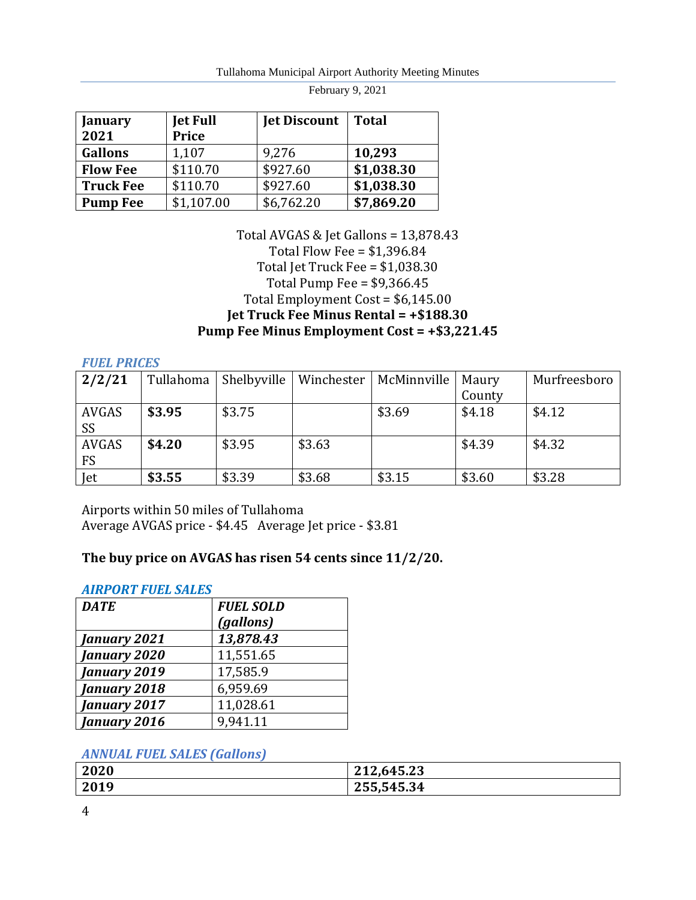| **January 2021** | **Jet Full Price** | **Jet Discount** | **Total** |
|---|---|---|---|
| **Gallons** | 1,107 | 9,276 | **10,293** |
| **Flow Fee** | $110.70 | $927.60 | **$1,038.30** |
| **Truck Fee** | $110.70 | $927.60 | **$1,038.30** |
| **Pump Fee** | $1,107.00 | $6,762.20 | **$7,869.20** |

Total AVGAS & Jet Gallons = 13,878.43
Total Flow Fee = $1,396.84
Total Jet Truck Fee = $1,038.30
Total Pump Fee = $9,366.45
Total Employment Cost = $6,145.00
**Jet Truck Fee Minus Rental = +$188.30**
**Pump Fee Minus Employment Cost = +$3,221.45**

### *FUEL PRICES*

| **2/2/21** | Tullahoma | Shelbyville | Winchester | McMinnville | Maury County | Murfreesboro |
|---|---|---|---|---|---|---|
| AVGAS SS | **$3.95** | $3.75 | | $3.69 | $4.18 | $4.12 |
| AVGAS FS | **$4.20** | $3.95 | $3.63 | | $4.39 | $4.32 |
| Jet | **$3.55** | $3.39 | $3.68 | $3.15 | $3.60 | $3.28 |

Airports within 50 miles of Tullahoma
Average AVGAS price - $4.45 Average Jet price - $3.81

**The buy price on AVGAS has risen 54 cents since 11/2/20.**

### *AIRPORT FUEL SALES*

| ***DATE*** | ***FUEL SOLD (gallons)*** |
|---|---|
| ***January 2021*** | ***13,878.43*** |
| ***January 2020*** | 11,551.65 |
| ***January 2019*** | 17,585.9 |
| ***January 2018*** | 6,959.69 |
| ***January 2017*** | 11,028.61 |
| ***January 2016*** | 9,941.11 |

### *ANNUAL FUEL SALES (Gallons)*

| **2020** | **212,645.23** |
|---|---|
| **2019** | **255,545.34** |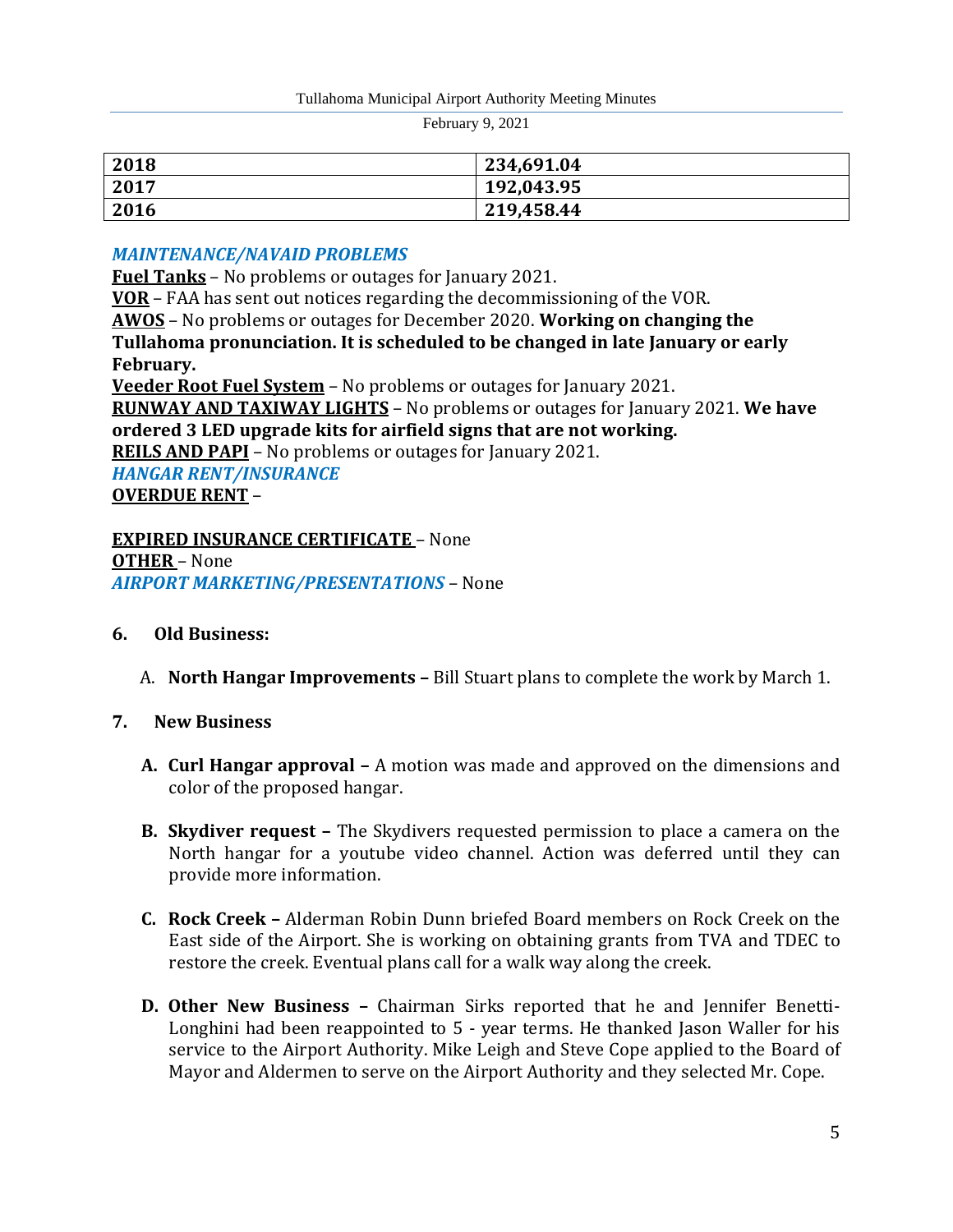| | |
|---|---|
| **2018** | **234,691.04** |
| **2017** | **192,043.95** |
| **2016** | **219,458.44** |

***MAINTENANCE/NAVAID PROBLEMS***

**Fuel Tanks** – No problems or outages for January 2021.

**VOR** – FAA has sent out notices regarding the decommissioning of the VOR.

**AWOS** – No problems or outages for December 2020. **Working on changing the Tullahoma pronunciation. It is scheduled to be changed in late January or early February.**

**Veeder Root Fuel System** – No problems or outages for January 2021.

**RUNWAY AND TAXIWAY LIGHTS** – No problems or outages for January 2021. **We have ordered 3 LED upgrade kits for airfield signs that are not working.**

**REILS AND PAPI** – No problems or outages for January 2021.

***HANGAR RENT/INSURANCE***

**OVERDUE RENT** –

**EXPIRED INSURANCE CERTIFICATE** – None

**OTHER** – None

***AIRPORT MARKETING/PRESENTATIONS*** – None

**6. Old Business:**

A. **North Hangar Improvements –** Bill Stuart plans to complete the work by March 1.

**7. New Business**

**A. Curl Hangar approval –** A motion was made and approved on the dimensions and color of the proposed hangar.

**B. Skydiver request –** The Skydivers requested permission to place a camera on the North hangar for a youtube video channel. Action was deferred until they can provide more information.

**C. Rock Creek –** Alderman Robin Dunn briefed Board members on Rock Creek on the East side of the Airport. She is working on obtaining grants from TVA and TDEC to restore the creek. Eventual plans call for a walk way along the creek.

**D. Other New Business –** Chairman Sirks reported that he and Jennifer Benetti-Longhini had been reappointed to 5 - year terms. He thanked Jason Waller for his service to the Airport Authority. Mike Leigh and Steve Cope applied to the Board of Mayor and Aldermen to serve on the Airport Authority and they selected Mr. Cope.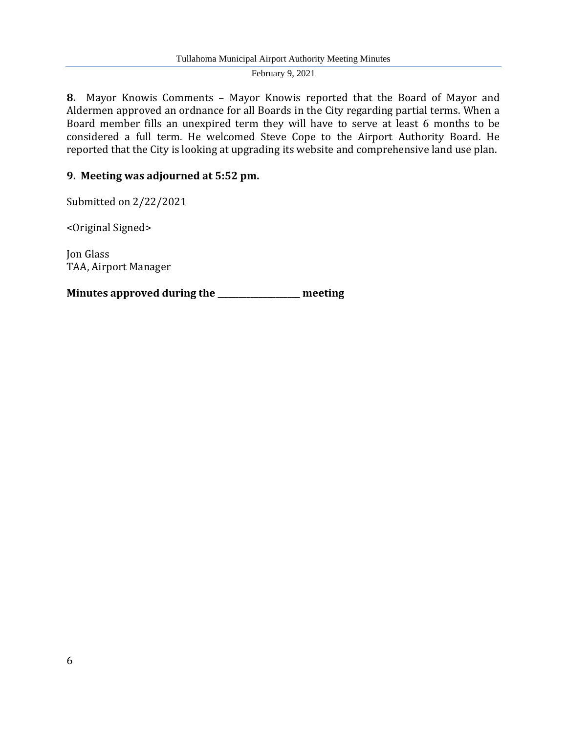**8.** Mayor Knowis Comments – Mayor Knowis reported that the Board of Mayor and Aldermen approved an ordnance for all Boards in the City regarding partial terms. When a Board member fills an unexpired term they will have to serve at least 6 months to be considered a full term. He welcomed Steve Cope to the Airport Authority Board. He reported that the City is looking at upgrading its website and comprehensive land use plan.

**9. Meeting was adjourned at 5:52 pm.**

Submitted on 2/22/2021

<Original Signed>

Jon Glass
TAA, Airport Manager

**Minutes approved during the __________________ meeting**